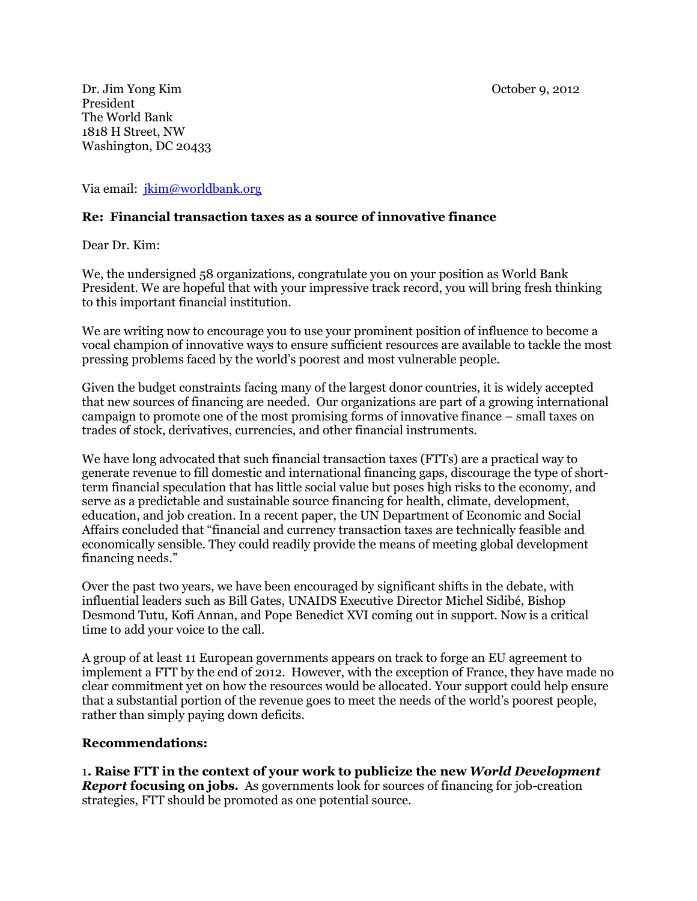Dr. Jim Yong Kim
President
The World Bank
1818 H Street, NW
Washington, DC 20433

October 9, 2012

Via email: [jkim@worldbank.org](mailto:jkim@worldbank.org)

**Re: Financial transaction taxes as a source of innovative finance**

Dear Dr. Kim:

We, the undersigned 58 organizations, congratulate you on your position as World Bank President. We are hopeful that with your impressive track record, you will bring fresh thinking to this important financial institution.

We are writing now to encourage you to use your prominent position of influence to become a vocal champion of innovative ways to ensure sufficient resources are available to tackle the most pressing problems faced by the world's poorest and most vulnerable people.

Given the budget constraints facing many of the largest donor countries, it is widely accepted that new sources of financing are needed. Our organizations are part of a growing international campaign to promote one of the most promising forms of innovative finance – small taxes on trades of stock, derivatives, currencies, and other financial instruments.

We have long advocated that such financial transaction taxes (FTTs) are a practical way to generate revenue to fill domestic and international financing gaps, discourage the type of short-term financial speculation that has little social value but poses high risks to the economy, and serve as a predictable and sustainable source financing for health, climate, development, education, and job creation. In a recent paper, the UN Department of Economic and Social Affairs concluded that "financial and currency transaction taxes are technically feasible and economically sensible. They could readily provide the means of meeting global development financing needs."

Over the past two years, we have been encouraged by significant shifts in the debate, with influential leaders such as Bill Gates, UNAIDS Executive Director Michel Sidibé, Bishop Desmond Tutu, Kofi Annan, and Pope Benedict XVI coming out in support. Now is a critical time to add your voice to the call.

A group of at least 11 European governments appears on track to forge an EU agreement to implement a FTT by the end of 2012. However, with the exception of France, they have made no clear commitment yet on how the resources would be allocated. Your support could help ensure that a substantial portion of the revenue goes to meet the needs of the world's poorest people, rather than simply paying down deficits.

**Recommendations:**

1. **Raise FTT in the context of your work to publicize the new *World Development Report* focusing on jobs.** As governments look for sources of financing for job-creation strategies, FTT should be promoted as one potential source.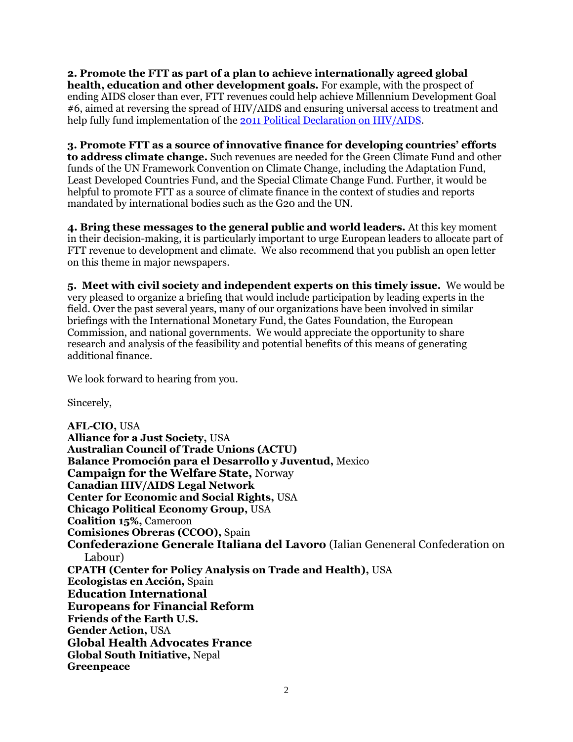**2. Promote the FTT as part of a plan to achieve internationally agreed global health, education and other development goals.** For example, with the prospect of ending AIDS closer than ever, FTT revenues could help achieve Millennium Development Goal #6, aimed at reversing the spread of HIV/AIDS and ensuring universal access to treatment and help fully fund implementation of the [2011 Political Declaration on HIV/AIDS](#).

**3. Promote FTT as a source of innovative finance for developing countries' efforts to address climate change.** Such revenues are needed for the Green Climate Fund and other funds of the UN Framework Convention on Climate Change, including the Adaptation Fund, Least Developed Countries Fund, and the Special Climate Change Fund. Further, it would be helpful to promote FTT as a source of climate finance in the context of studies and reports mandated by international bodies such as the G20 and the UN.

**4. Bring these messages to the general public and world leaders.** At this key moment in their decision-making, it is particularly important to urge European leaders to allocate part of FTT revenue to development and climate. We also recommend that you publish an open letter on this theme in major newspapers.

**5. Meet with civil society and independent experts on this timely issue.** We would be very pleased to organize a briefing that would include participation by leading experts in the field. Over the past several years, many of our organizations have been involved in similar briefings with the International Monetary Fund, the Gates Foundation, the European Commission, and national governments. We would appreciate the opportunity to share research and analysis of the feasibility and potential benefits of this means of generating additional finance.

We look forward to hearing from you.

Sincerely,

**AFL-CIO,** USA
**Alliance for a Just Society,** USA
**Australian Council of Trade Unions (ACTU)**
**Balance Promoción para el Desarrollo y Juventud,** Mexico
**Campaign for the Welfare State,** Norway
**Canadian HIV/AIDS Legal Network**
**Center for Economic and Social Rights,** USA
**Chicago Political Economy Group,** USA
**Coalition 15%,** Cameroon
**Comisiones Obreras (CCOO),** Spain
**Confederazione Generale Italiana del Lavoro** (Ialian Geneneral Confederation on Labour)
**CPATH (Center for Policy Analysis on Trade and Health),** USA
**Ecologistas en Acción,** Spain
**Education International**
**Europeans for Financial Reform**
**Friends of the Earth U.S.**
**Gender Action,** USA
**Global Health Advocates France**
**Global South Initiative,** Nepal
**Greenpeace**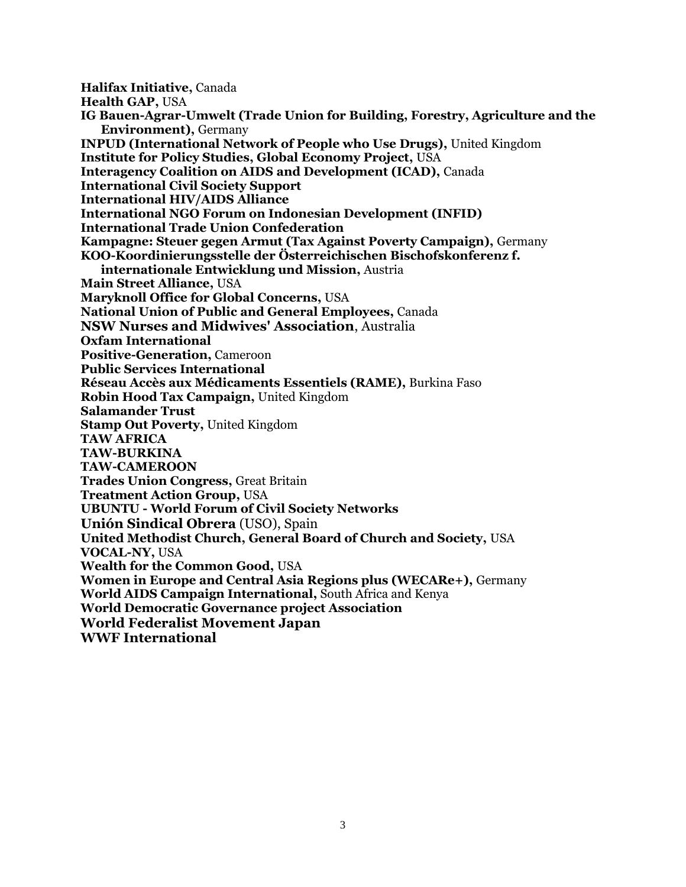**Halifax Initiative,** Canada
**Health GAP,** USA
**IG Bauen-Agrar-Umwelt (Trade Union for Building, Forestry, Agriculture and the Environment),** Germany
**INPUD (International Network of People who Use Drugs),** United Kingdom
**Institute for Policy Studies, Global Economy Project,** USA
**Interagency Coalition on AIDS and Development (ICAD),** Canada
**International Civil Society Support**
**International HIV/AIDS Alliance**
**International NGO Forum on Indonesian Development (INFID)**
**International Trade Union Confederation**
**Kampagne: Steuer gegen Armut (Tax Against Poverty Campaign),** Germany
**KOO-Koordinierungsstelle der Österreichischen Bischofskonferenz f. internationale Entwicklung und Mission,** Austria
**Main Street Alliance,** USA
**Maryknoll Office for Global Concerns,** USA
**National Union of Public and General Employees,** Canada
**NSW Nurses and Midwives' Association**, Australia
**Oxfam International**
**Positive-Generation,** Cameroon
**Public Services International**
**Réseau Accès aux Médicaments Essentiels (RAME),** Burkina Faso
**Robin Hood Tax Campaign,** United Kingdom
**Salamander Trust**
**Stamp Out Poverty,** United Kingdom
**TAW AFRICA**
**TAW-BURKINA**
**TAW-CAMEROON**
**Trades Union Congress,** Great Britain
**Treatment Action Group,** USA
**UBUNTU - World Forum of Civil Society Networks**
**Unión Sindical Obrera** (USO), Spain
**United Methodist Church, General Board of Church and Society,** USA
**VOCAL-NY,** USA
**Wealth for the Common Good,** USA
**Women in Europe and Central Asia Regions plus (WECARe+),** Germany
**World AIDS Campaign International,** South Africa and Kenya
**World Democratic Governance project Association**
**World Federalist Movement Japan**
**WWF International**